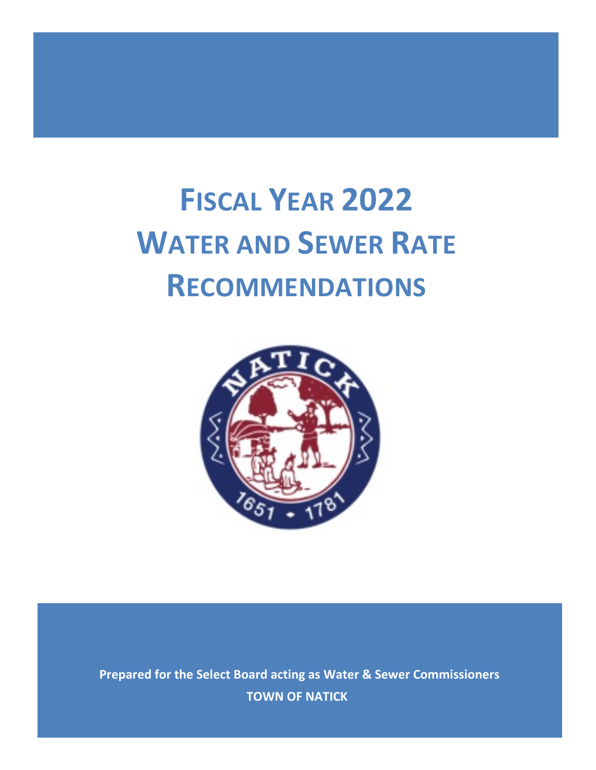# Fiscal Year 2022 Water and Sewer Rate Recommendations

**Prepared for the Select Board acting as Water & Sewer Commissioners**

**TOWN OF NATICK**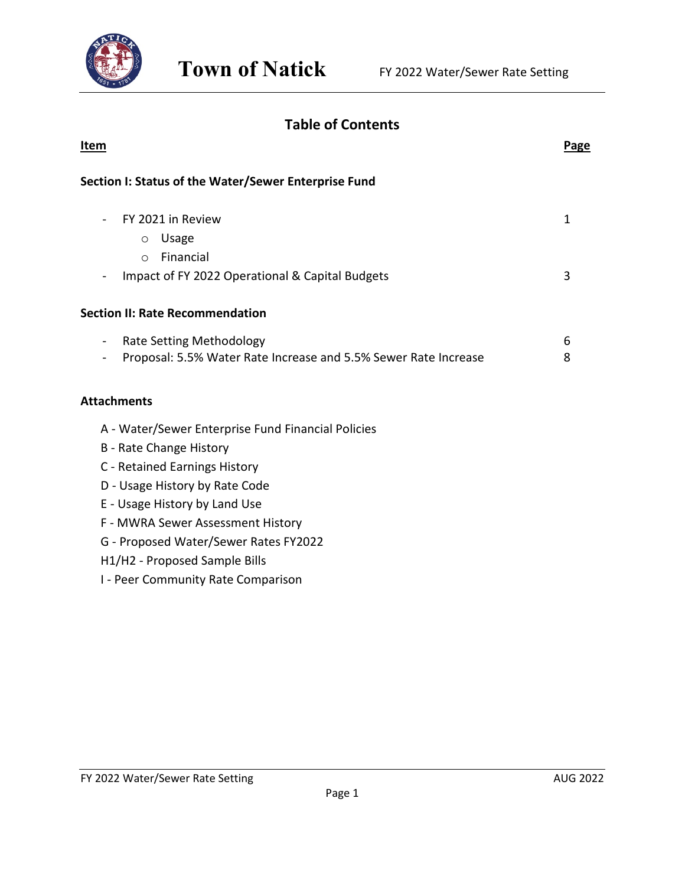## Table of Contents

| Item | Page |
|---|---|
| **Section I: Status of the Water/Sewer Enterprise Fund** | |
| - FY 2021 in Review | 1 |
| &nbsp;&nbsp;&nbsp;&nbsp;o Usage | |
| &nbsp;&nbsp;&nbsp;&nbsp;o Financial | |
| - Impact of FY 2022 Operational & Capital Budgets | 3 |
| **Section II: Rate Recommendation** | |
| - Rate Setting Methodology | 6 |
| - Proposal: 5.5% Water Rate Increase and 5.5% Sewer Rate Increase | 8 |

**Attachments**

A - Water/Sewer Enterprise Fund Financial Policies
B - Rate Change History
C - Retained Earnings History
D - Usage History by Rate Code
E - Usage History by Land Use
F - MWRA Sewer Assessment History
G - Proposed Water/Sewer Rates FY2022
H1/H2 - Proposed Sample Bills
I - Peer Community Rate Comparison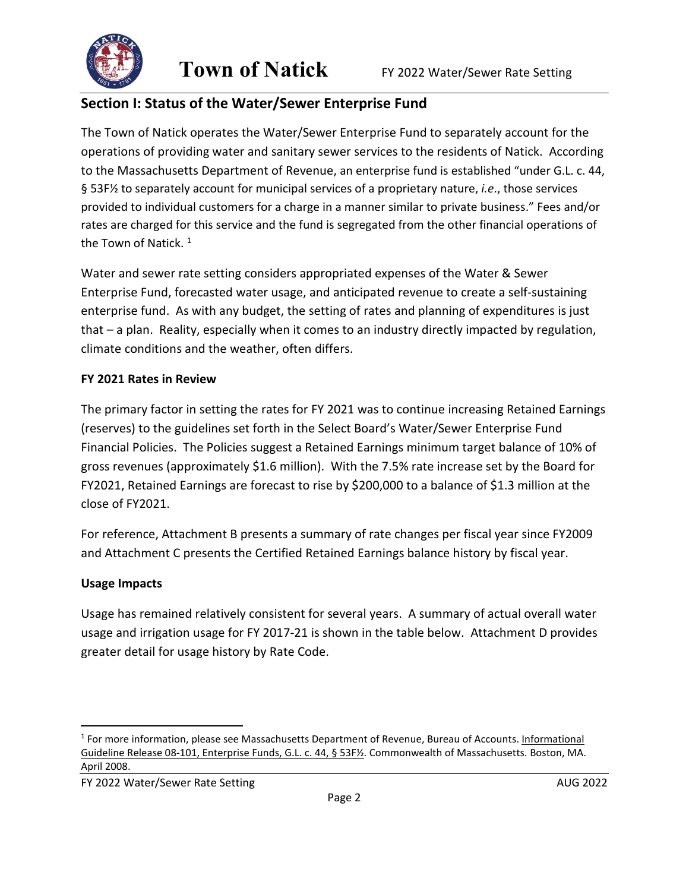## Section I: Status of the Water/Sewer Enterprise Fund

The Town of Natick operates the Water/Sewer Enterprise Fund to separately account for the operations of providing water and sanitary sewer services to the residents of Natick. According to the Massachusetts Department of Revenue, an enterprise fund is established "under G.L. c. 44, § 53F½ to separately account for municipal services of a proprietary nature, *i.e*., those services provided to individual customers for a charge in a manner similar to private business." Fees and/or rates are charged for this service and the fund is segregated from the other financial operations of the Town of Natick. [1]

Water and sewer rate setting considers appropriated expenses of the Water & Sewer Enterprise Fund, forecasted water usage, and anticipated revenue to create a self-sustaining enterprise fund. As with any budget, the setting of rates and planning of expenditures is just that – a plan. Reality, especially when it comes to an industry directly impacted by regulation, climate conditions and the weather, often differs.

### FY 2021 Rates in Review

The primary factor in setting the rates for FY 2021 was to continue increasing Retained Earnings (reserves) to the guidelines set forth in the Select Board's Water/Sewer Enterprise Fund Financial Policies. The Policies suggest a Retained Earnings minimum target balance of 10% of gross revenues (approximately $1.6 million). With the 7.5% rate increase set by the Board for FY2021, Retained Earnings are forecast to rise by $200,000 to a balance of $1.3 million at the close of FY2021.

For reference, Attachment B presents a summary of rate changes per fiscal year since FY2009 and Attachment C presents the Certified Retained Earnings balance history by fiscal year.

### Usage Impacts

Usage has remained relatively consistent for several years. A summary of actual overall water usage and irrigation usage for FY 2017-21 is shown in the table below. Attachment D provides greater detail for usage history by Rate Code.

---

[1] For more information, please see Massachusetts Department of Revenue, Bureau of Accounts. Informational Guideline Release 08-101, Enterprise Funds, G.L. c. 44, § 53F½. Commonwealth of Massachusetts. Boston, MA. April 2008.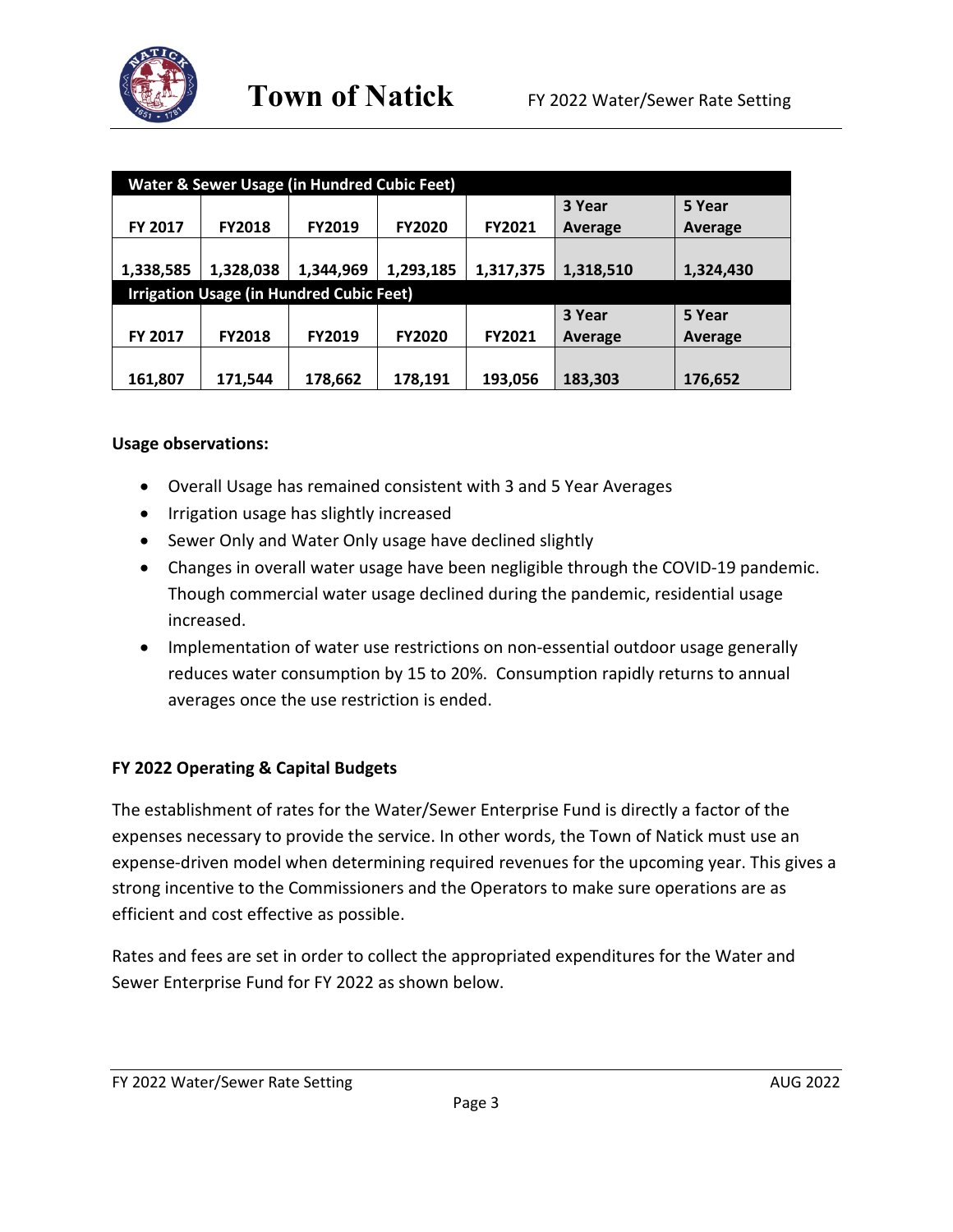| Water & Sewer Usage (in Hundred Cubic Feet) | | | | | | |
|---|---|---|---|---|---|---|
| FY 2017 | FY2018 | FY2019 | FY2020 | FY2021 | 3 Year Average | 5 Year Average |
| 1,338,585 | 1,328,038 | 1,344,969 | 1,293,185 | 1,317,375 | 1,318,510 | 1,324,430 |
| **Irrigation Usage (in Hundred Cubic Feet)** | | | | | | |
| FY 2017 | FY2018 | FY2019 | FY2020 | FY2021 | 3 Year Average | 5 Year Average |
| 161,807 | 171,544 | 178,662 | 178,191 | 193,056 | 183,303 | 176,652 |

**Usage observations:**

- Overall Usage has remained consistent with 3 and 5 Year Averages
- Irrigation usage has slightly increased
- Sewer Only and Water Only usage have declined slightly
- Changes in overall water usage have been negligible through the COVID-19 pandemic. Though commercial water usage declined during the pandemic, residential usage increased.
- Implementation of water use restrictions on non-essential outdoor usage generally reduces water consumption by 15 to 20%. Consumption rapidly returns to annual averages once the use restriction is ended.

## FY 2022 Operating & Capital Budgets

The establishment of rates for the Water/Sewer Enterprise Fund is directly a factor of the expenses necessary to provide the service. In other words, the Town of Natick must use an expense-driven model when determining required revenues for the upcoming year. This gives a strong incentive to the Commissioners and the Operators to make sure operations are as efficient and cost effective as possible.

Rates and fees are set in order to collect the appropriated expenditures for the Water and Sewer Enterprise Fund for FY 2022 as shown below.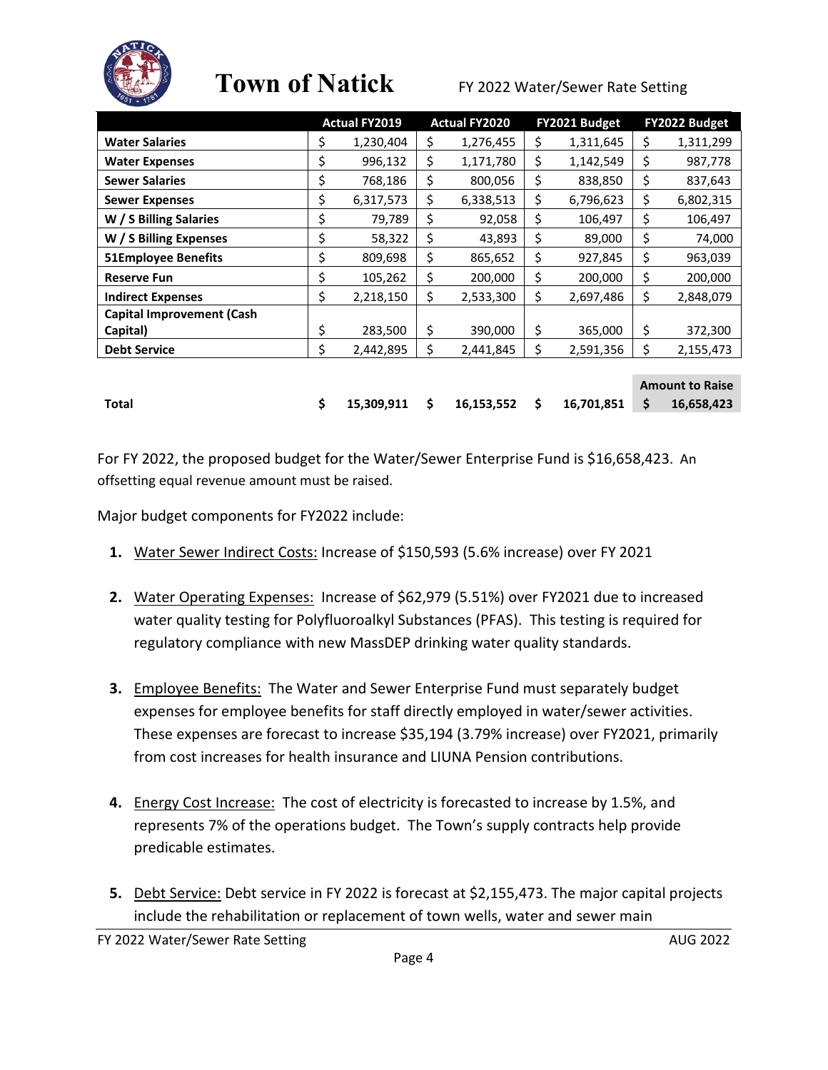# Town of Natick

FY 2022 Water/Sewer Rate Setting

| | Actual FY2019 | Actual FY2020 | FY2021 Budget | FY2022 Budget |
|---|---|---|---|---|
| **Water Salaries** | $ 1,230,404 | $ 1,276,455 | $ 1,311,645 | $ 1,311,299 |
| **Water Expenses** | $ 996,132 | $ 1,171,780 | $ 1,142,549 | $ 987,778 |
| **Sewer Salaries** | $ 768,186 | $ 800,056 | $ 838,850 | $ 837,643 |
| **Sewer Expenses** | $ 6,317,573 | $ 6,338,513 | $ 6,796,623 | $ 6,802,315 |
| **W / S Billing Salaries** | $ 79,789 | $ 92,058 | $ 106,497 | $ 106,497 |
| **W / S Billing Expenses** | $ 58,322 | $ 43,893 | $ 89,000 | $ 74,000 |
| **51Employee Benefits** | $ 809,698 | $ 865,652 | $ 927,845 | $ 963,039 |
| **Reserve Fun** | $ 105,262 | $ 200,000 | $ 200,000 | $ 200,000 |
| **Indirect Expenses** | $ 2,218,150 | $ 2,533,300 | $ 2,697,486 | $ 2,848,079 |
| **Capital Improvement (Cash Capital)** | $ 283,500 | $ 390,000 | $ 365,000 | $ 372,300 |
| **Debt Service** | $ 2,442,895 | $ 2,441,845 | $ 2,591,356 | $ 2,155,473 |
| | | | | **Amount to Raise** |
| **Total** | **$ 15,309,911** | **$ 16,153,552** | **$ 16,701,851** | **$ 16,658,423** |

For FY 2022, the proposed budget for the Water/Sewer Enterprise Fund is $16,658,423. An offsetting equal revenue amount must be raised.

Major budget components for FY2022 include:

1. Water Sewer Indirect Costs: Increase of $150,593 (5.6% increase) over FY 2021
2. Water Operating Expenses: Increase of $62,979 (5.51%) over FY2021 due to increased water quality testing for Polyfluoroalkyl Substances (PFAS). This testing is required for regulatory compliance with new MassDEP drinking water quality standards.
3. Employee Benefits: The Water and Sewer Enterprise Fund must separately budget expenses for employee benefits for staff directly employed in water/sewer activities. These expenses are forecast to increase $35,194 (3.79% increase) over FY2021, primarily from cost increases for health insurance and LIUNA Pension contributions.
4. Energy Cost Increase: The cost of electricity is forecasted to increase by 1.5%, and represents 7% of the operations budget. The Town's supply contracts help provide predicable estimates.
5. Debt Service: Debt service in FY 2022 is forecast at $2,155,473. The major capital projects include the rehabilitation or replacement of town wells, water and sewer main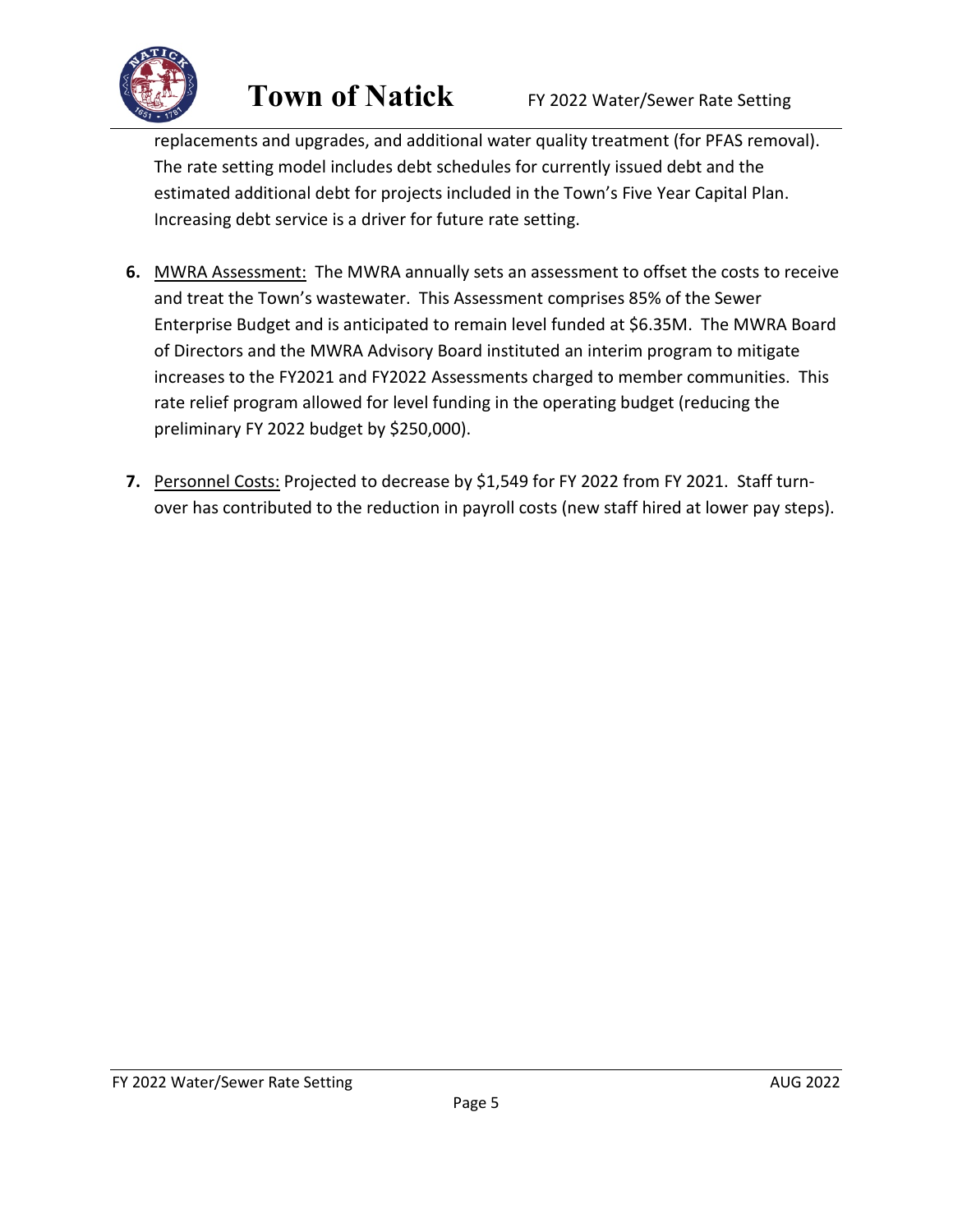replacements and upgrades, and additional water quality treatment (for PFAS removal). The rate setting model includes debt schedules for currently issued debt and the estimated additional debt for projects included in the Town's Five Year Capital Plan. Increasing debt service is a driver for future rate setting.

6. <u>MWRA Assessment:</u> The MWRA annually sets an assessment to offset the costs to receive and treat the Town's wastewater. This Assessment comprises 85% of the Sewer Enterprise Budget and is anticipated to remain level funded at $6.35M. The MWRA Board of Directors and the MWRA Advisory Board instituted an interim program to mitigate increases to the FY2021 and FY2022 Assessments charged to member communities. This rate relief program allowed for level funding in the operating budget (reducing the preliminary FY 2022 budget by $250,000).

7. <u>Personnel Costs:</u> Projected to decrease by $1,549 for FY 2022 from FY 2021. Staff turn-over has contributed to the reduction in payroll costs (new staff hired at lower pay steps).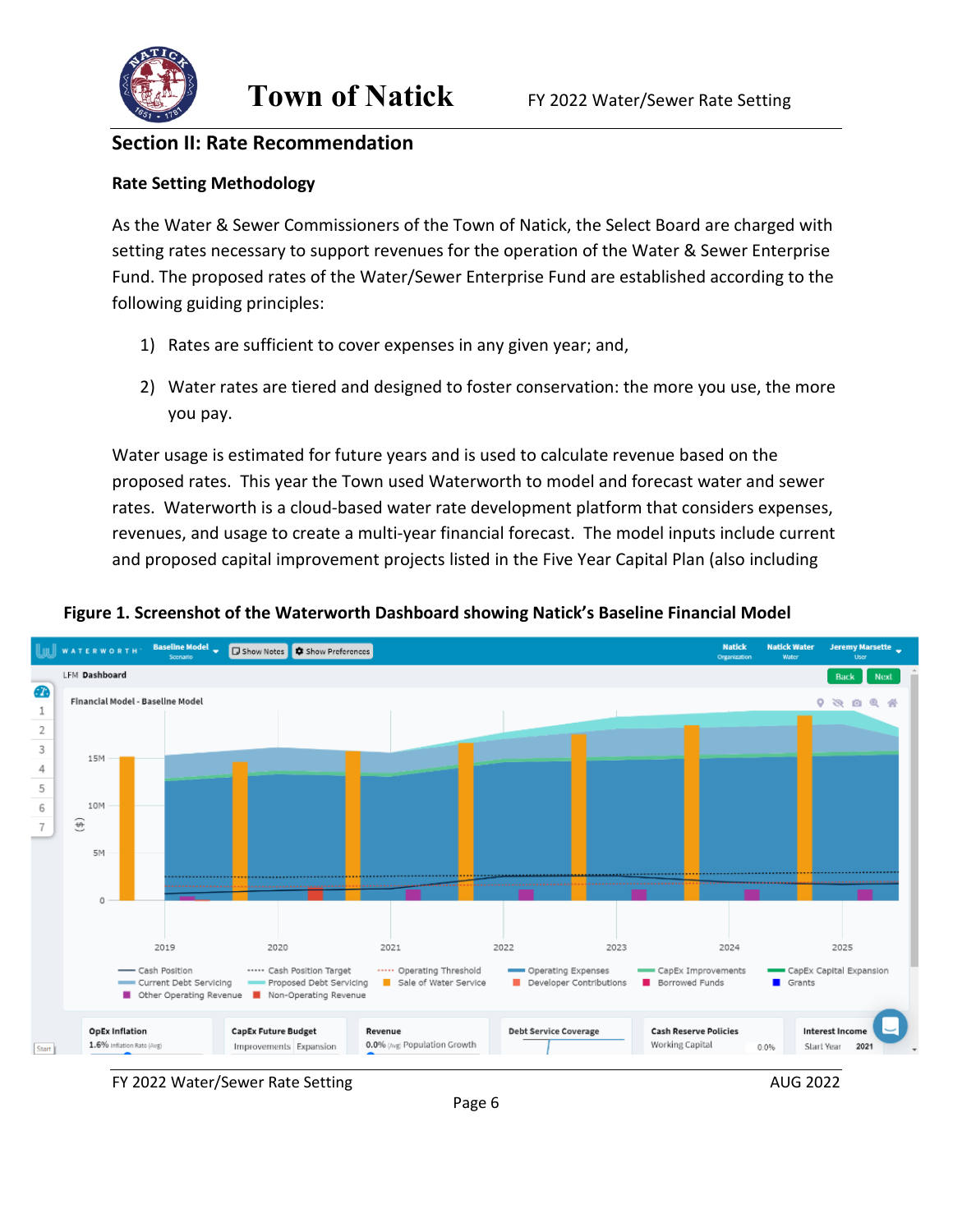## Section II: Rate Recommendation

### Rate Setting Methodology

As the Water & Sewer Commissioners of the Town of Natick, the Select Board are charged with setting rates necessary to support revenues for the operation of the Water & Sewer Enterprise Fund. The proposed rates of the Water/Sewer Enterprise Fund are established according to the following guiding principles:

1) Rates are sufficient to cover expenses in any given year; and,
2) Water rates are tiered and designed to foster conservation: the more you use, the more you pay.

Water usage is estimated for future years and is used to calculate revenue based on the proposed rates. This year the Town used Waterworth to model and forecast water and sewer rates. Waterworth is a cloud-based water rate development platform that considers expenses, revenues, and usage to create a multi-year financial forecast. The model inputs include current and proposed capital improvement projects listed in the Five Year Capital Plan (also including

**Figure 1. Screenshot of the Waterworth Dashboard showing Natick's Baseline Financial Model**

WATERWORTH
Baseline Model
Scenario
Show Notes
Show Preferences
Natick
Organization
Natick Water
Water
Jeremy Marsette
User
LFM Dashboard
Back
Next
Financial Model - Baseline Model
15M
10M
5M
0
($)
2019
2020
2021
2022
2023
2024
2025
Cash Position
Cash Position Target
Operating Threshold
Operating Expenses
CapEx Improvements
CapEx Capital Expansion
Current Debt Servicing
Proposed Debt Servicing
Sale of Water Service
Developer Contributions
Borrowed Funds
Grants
Other Operating Revenue
Non-Operating Revenue
OpEx Inflation
1.6% Inflation Rate (Avg)
CapEx Future Budget
Improvements Expansion
Revenue
0.0% (Avg) Population Growth
Debt Service Coverage
Cash Reserve Policies
Working Capital
0.0%
Interest Income
Start Year
2021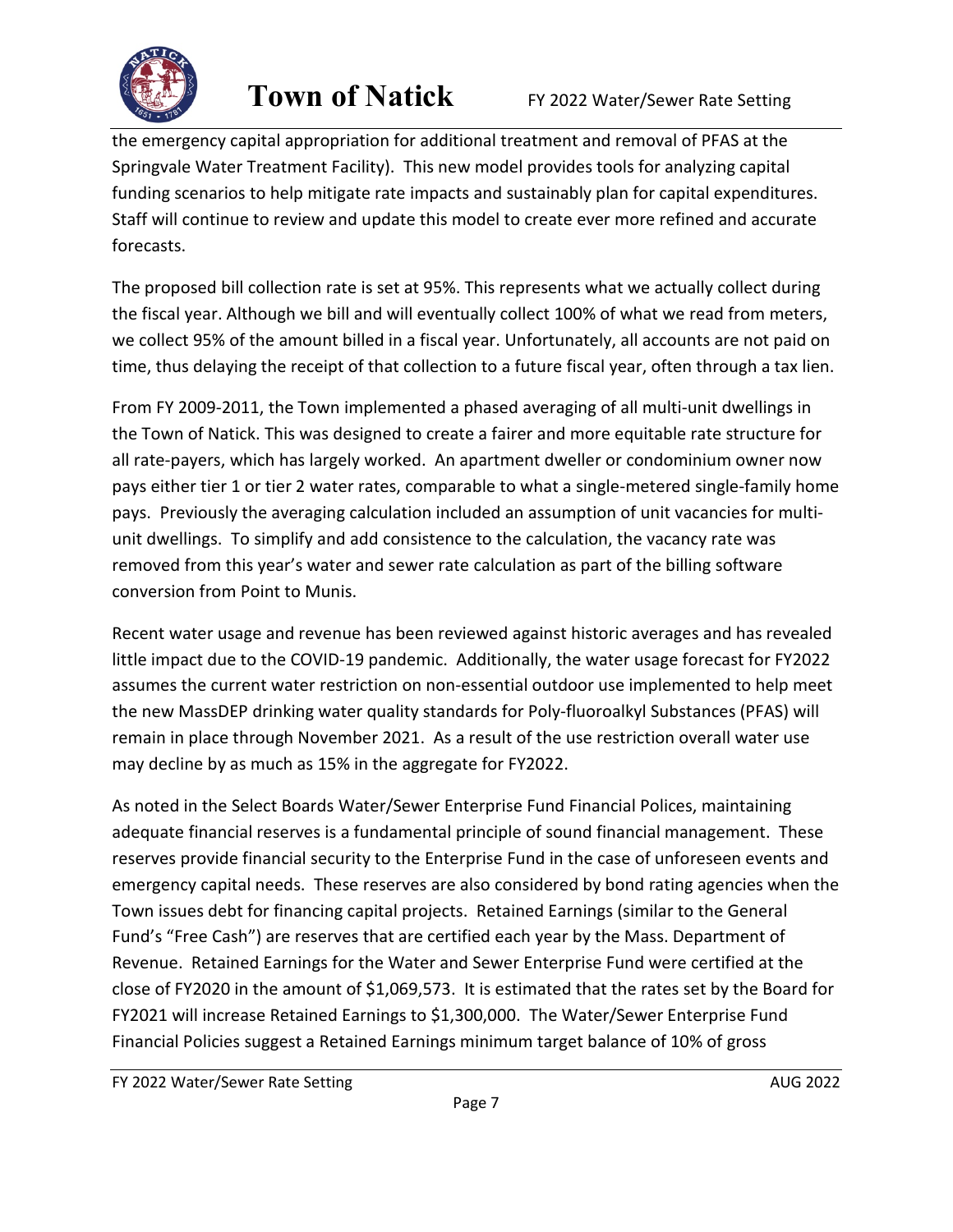the emergency capital appropriation for additional treatment and removal of PFAS at the Springvale Water Treatment Facility). This new model provides tools for analyzing capital funding scenarios to help mitigate rate impacts and sustainably plan for capital expenditures. Staff will continue to review and update this model to create ever more refined and accurate forecasts.

The proposed bill collection rate is set at 95%. This represents what we actually collect during the fiscal year. Although we bill and will eventually collect 100% of what we read from meters, we collect 95% of the amount billed in a fiscal year. Unfortunately, all accounts are not paid on time, thus delaying the receipt of that collection to a future fiscal year, often through a tax lien.

From FY 2009-2011, the Town implemented a phased averaging of all multi-unit dwellings in the Town of Natick. This was designed to create a fairer and more equitable rate structure for all rate-payers, which has largely worked. An apartment dweller or condominium owner now pays either tier 1 or tier 2 water rates, comparable to what a single-metered single-family home pays. Previously the averaging calculation included an assumption of unit vacancies for multi-unit dwellings. To simplify and add consistence to the calculation, the vacancy rate was removed from this year's water and sewer rate calculation as part of the billing software conversion from Point to Munis.

Recent water usage and revenue has been reviewed against historic averages and has revealed little impact due to the COVID-19 pandemic. Additionally, the water usage forecast for FY2022 assumes the current water restriction on non-essential outdoor use implemented to help meet the new MassDEP drinking water quality standards for Poly-fluoroalkyl Substances (PFAS) will remain in place through November 2021. As a result of the use restriction overall water use may decline by as much as 15% in the aggregate for FY2022.

As noted in the Select Boards Water/Sewer Enterprise Fund Financial Polices, maintaining adequate financial reserves is a fundamental principle of sound financial management. These reserves provide financial security to the Enterprise Fund in the case of unforeseen events and emergency capital needs. These reserves are also considered by bond rating agencies when the Town issues debt for financing capital projects. Retained Earnings (similar to the General Fund's "Free Cash") are reserves that are certified each year by the Mass. Department of Revenue. Retained Earnings for the Water and Sewer Enterprise Fund were certified at the close of FY2020 in the amount of $1,069,573. It is estimated that the rates set by the Board for FY2021 will increase Retained Earnings to $1,300,000. The Water/Sewer Enterprise Fund Financial Policies suggest a Retained Earnings minimum target balance of 10% of gross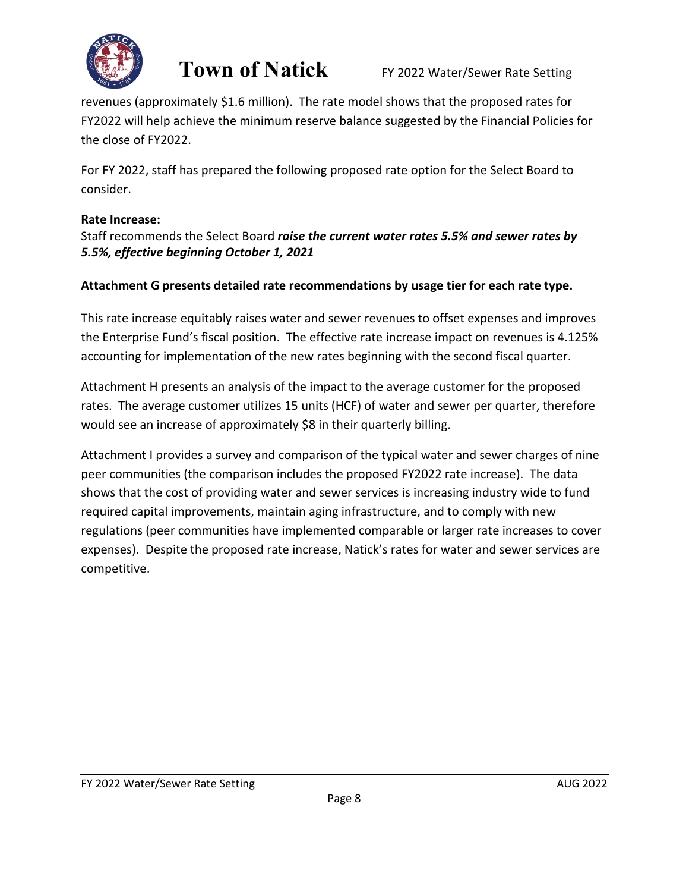revenues (approximately $1.6 million). The rate model shows that the proposed rates for FY2022 will help achieve the minimum reserve balance suggested by the Financial Policies for the close of FY2022.

For FY 2022, staff has prepared the following proposed rate option for the Select Board to consider.

**Rate Increase:**
Staff recommends the Select Board ***raise the current water rates 5.5% and sewer rates by 5.5%, effective beginning October 1, 2021***

**Attachment G presents detailed rate recommendations by usage tier for each rate type.**

This rate increase equitably raises water and sewer revenues to offset expenses and improves the Enterprise Fund's fiscal position. The effective rate increase impact on revenues is 4.125% accounting for implementation of the new rates beginning with the second fiscal quarter.

Attachment H presents an analysis of the impact to the average customer for the proposed rates. The average customer utilizes 15 units (HCF) of water and sewer per quarter, therefore would see an increase of approximately $8 in their quarterly billing.

Attachment I provides a survey and comparison of the typical water and sewer charges of nine peer communities (the comparison includes the proposed FY2022 rate increase). The data shows that the cost of providing water and sewer services is increasing industry wide to fund required capital improvements, maintain aging infrastructure, and to comply with new regulations (peer communities have implemented comparable or larger rate increases to cover expenses). Despite the proposed rate increase, Natick's rates for water and sewer services are competitive.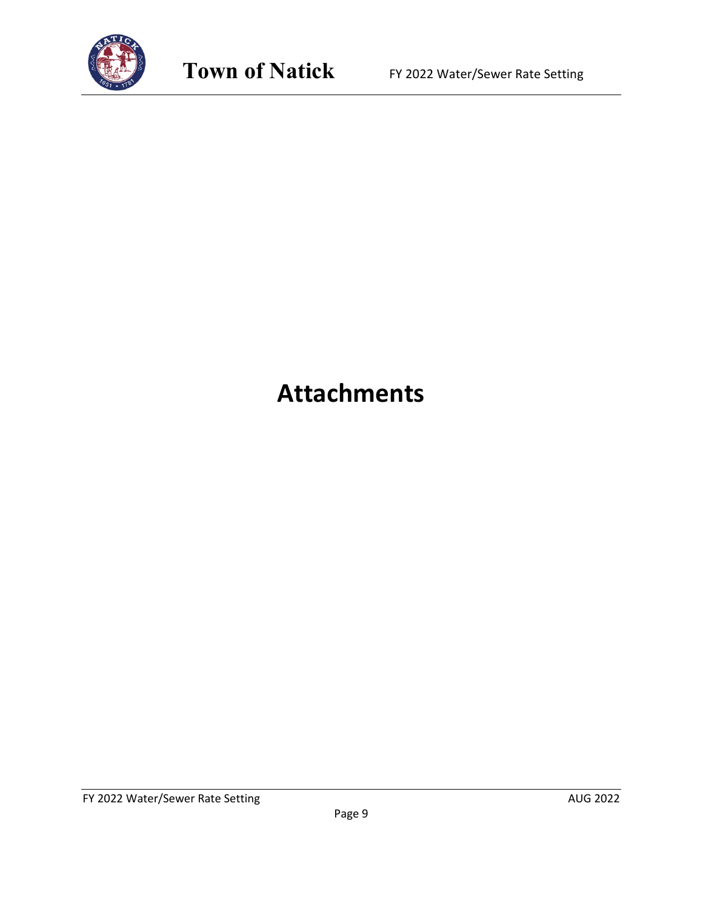# Attachments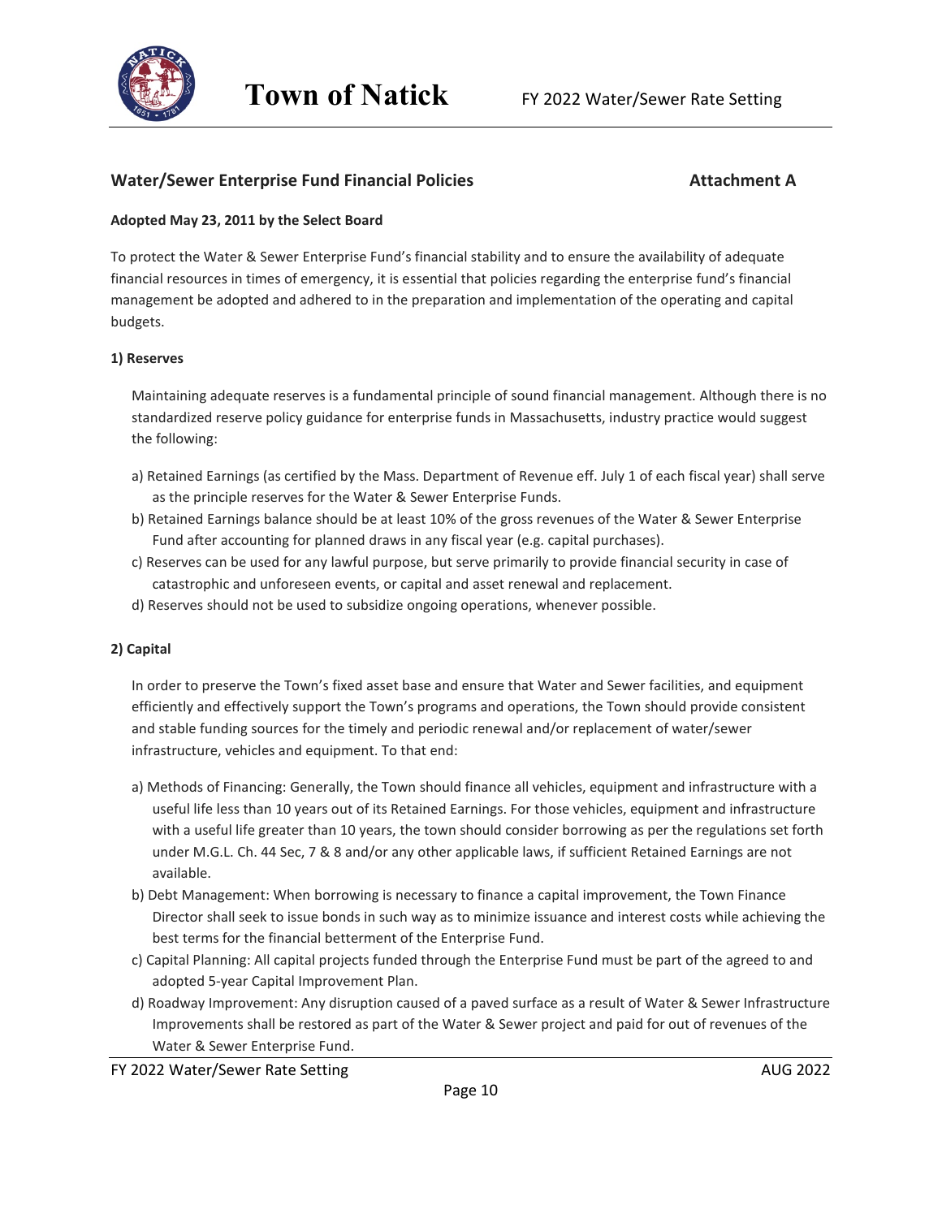## Water/Sewer Enterprise Fund Financial Policies **Attachment A**

**Adopted May 23, 2011 by the Select Board**

To protect the Water & Sewer Enterprise Fund's financial stability and to ensure the availability of adequate financial resources in times of emergency, it is essential that policies regarding the enterprise fund's financial management be adopted and adhered to in the preparation and implementation of the operating and capital budgets.

**1) Reserves**

Maintaining adequate reserves is a fundamental principle of sound financial management. Although there is no standardized reserve policy guidance for enterprise funds in Massachusetts, industry practice would suggest the following:

a) Retained Earnings (as certified by the Mass. Department of Revenue eff. July 1 of each fiscal year) shall serve as the principle reserves for the Water & Sewer Enterprise Funds.
b) Retained Earnings balance should be at least 10% of the gross revenues of the Water & Sewer Enterprise Fund after accounting for planned draws in any fiscal year (e.g. capital purchases).
c) Reserves can be used for any lawful purpose, but serve primarily to provide financial security in case of catastrophic and unforeseen events, or capital and asset renewal and replacement.
d) Reserves should not be used to subsidize ongoing operations, whenever possible.

**2) Capital**

In order to preserve the Town's fixed asset base and ensure that Water and Sewer facilities, and equipment efficiently and effectively support the Town's programs and operations, the Town should provide consistent and stable funding sources for the timely and periodic renewal and/or replacement of water/sewer infrastructure, vehicles and equipment. To that end:

a) Methods of Financing: Generally, the Town should finance all vehicles, equipment and infrastructure with a useful life less than 10 years out of its Retained Earnings. For those vehicles, equipment and infrastructure with a useful life greater than 10 years, the town should consider borrowing as per the regulations set forth under M.G.L. Ch. 44 Sec, 7 & 8 and/or any other applicable laws, if sufficient Retained Earnings are not available.
b) Debt Management: When borrowing is necessary to finance a capital improvement, the Town Finance Director shall seek to issue bonds in such way as to minimize issuance and interest costs while achieving the best terms for the financial betterment of the Enterprise Fund.
c) Capital Planning: All capital projects funded through the Enterprise Fund must be part of the agreed to and adopted 5-year Capital Improvement Plan.
d) Roadway Improvement: Any disruption caused of a paved surface as a result of Water & Sewer Infrastructure Improvements shall be restored as part of the Water & Sewer project and paid for out of revenues of the Water & Sewer Enterprise Fund.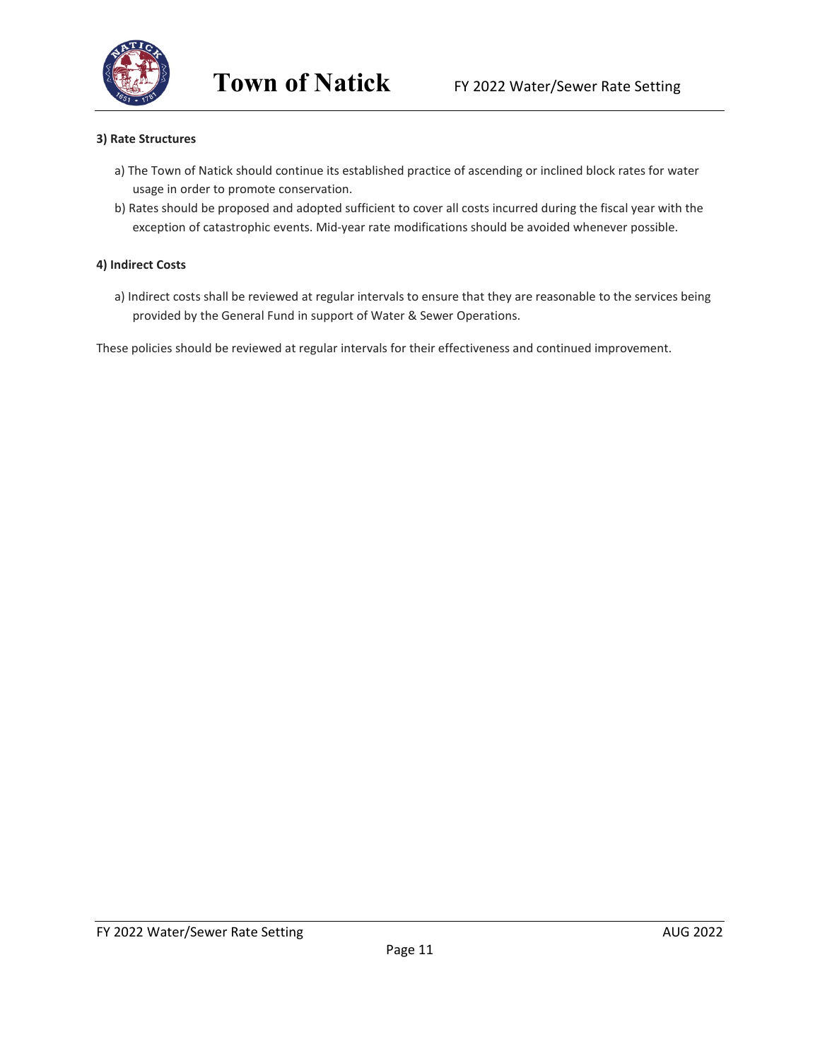**3) Rate Structures**

a) The Town of Natick should continue its established practice of ascending or inclined block rates for water usage in order to promote conservation.

b) Rates should be proposed and adopted sufficient to cover all costs incurred during the fiscal year with the exception of catastrophic events. Mid-year rate modifications should be avoided whenever possible.

**4) Indirect Costs**

a) Indirect costs shall be reviewed at regular intervals to ensure that they are reasonable to the services being provided by the General Fund in support of Water & Sewer Operations.

These policies should be reviewed at regular intervals for their effectiveness and continued improvement.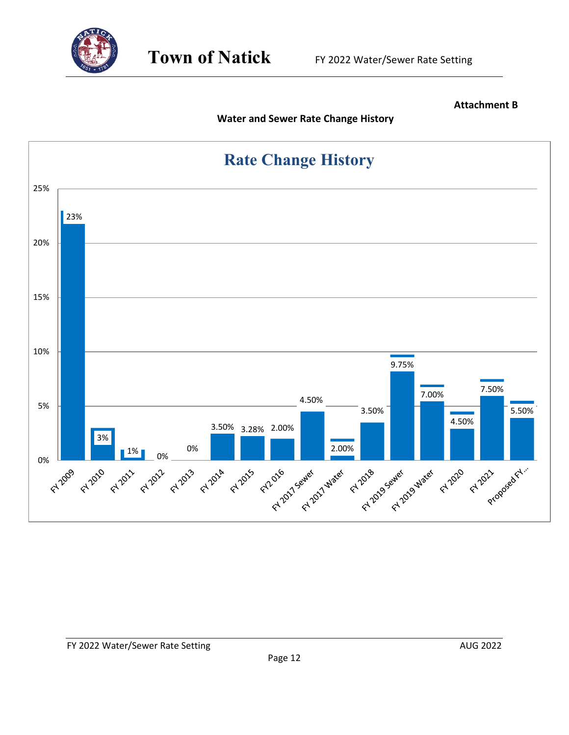**Attachment B**

**Water and Sewer Rate Change History**

Rate Change History

25%
20%
15%
10%
5%
0%

23%
3%
1%
0%
0%
3.50%
3.28%
2.00%
4.50%
2.00%
3.50%
9.75%
7.00%
4.50%
7.50%
5.50%

FY 2009
FY 2010
FY 2011
FY 2012
FY 2013
FY 2014
FY 2015
FY2 016
FY 2017 Sewer
FY 2017 Water
FY 2018
FY 2019 Sewer
FY 2019 Water
FY 2020
FY 2021
Proposed FY...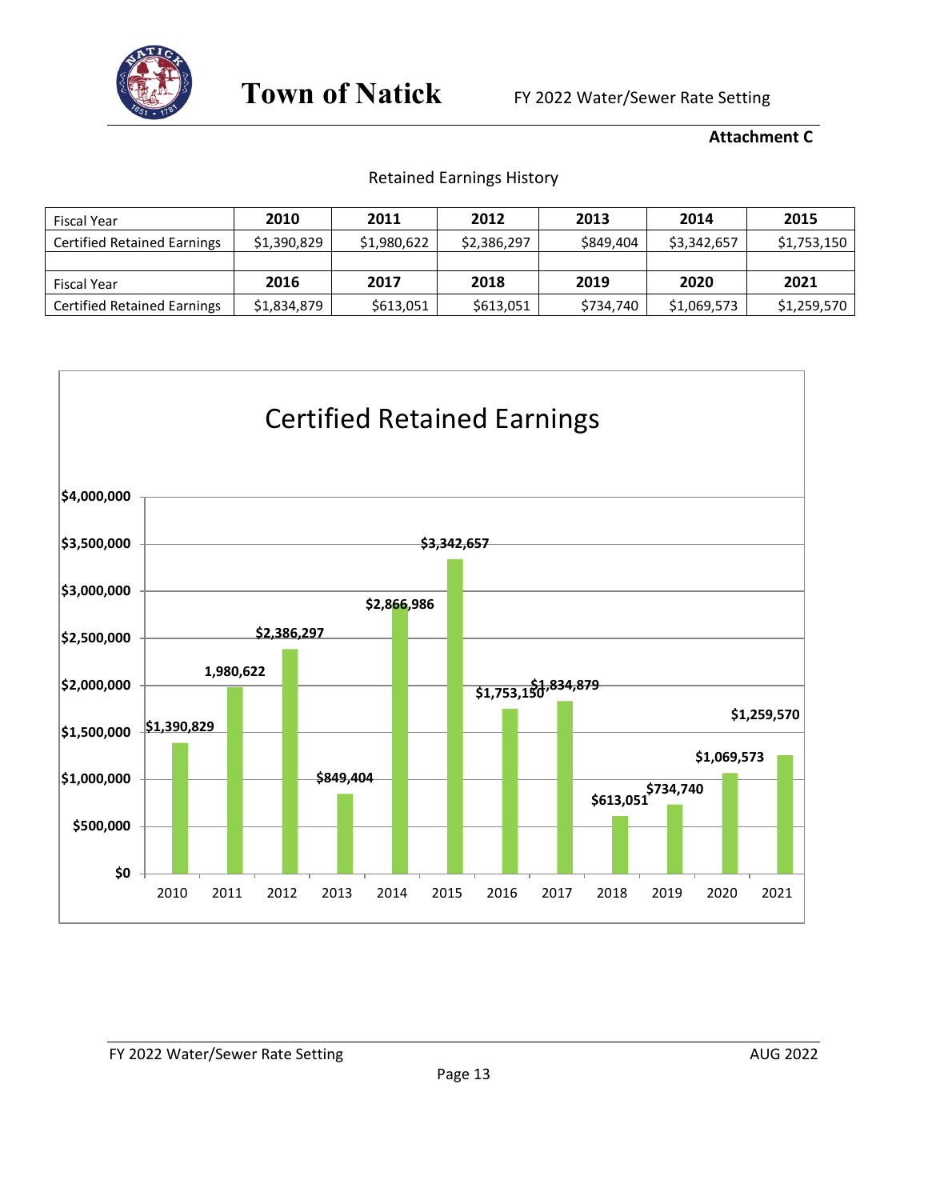**Attachment C**

Retained Earnings History

| Fiscal Year | 2010 | 2011 | 2012 | 2013 | 2014 | 2015 |
|---|---|---|---|---|---|---|
| Certified Retained Earnings | $1,390,829 | $1,980,622 | $2,386,297 | $849,404 | $3,342,657 | $1,753,150 |
| | | | | | | |
| **Fiscal Year** | **2016** | **2017** | **2018** | **2019** | **2020** | **2021** |
| Certified Retained Earnings | $1,834,879 | $613,051 | $613,051 | $734,740 | $1,069,573 | $1,259,570 |

**Certified Retained Earnings**

| Year | Certified Retained Earnings |
|---|---|
| 2010 | $1,390,829 |
| 2011 | 1,980,622 |
| 2012 | $2,386,297 |
| 2013 | $849,404 |
| 2014 | $2,866,986 |
| 2015 | $3,342,657 |
| 2016 | $1,753,150 |
| 2017 | $1,834,879 |
| 2018 | $613,051 |
| 2019 | $734,740 |
| 2020 | $1,069,573 |
| 2021 | $1,259,570 |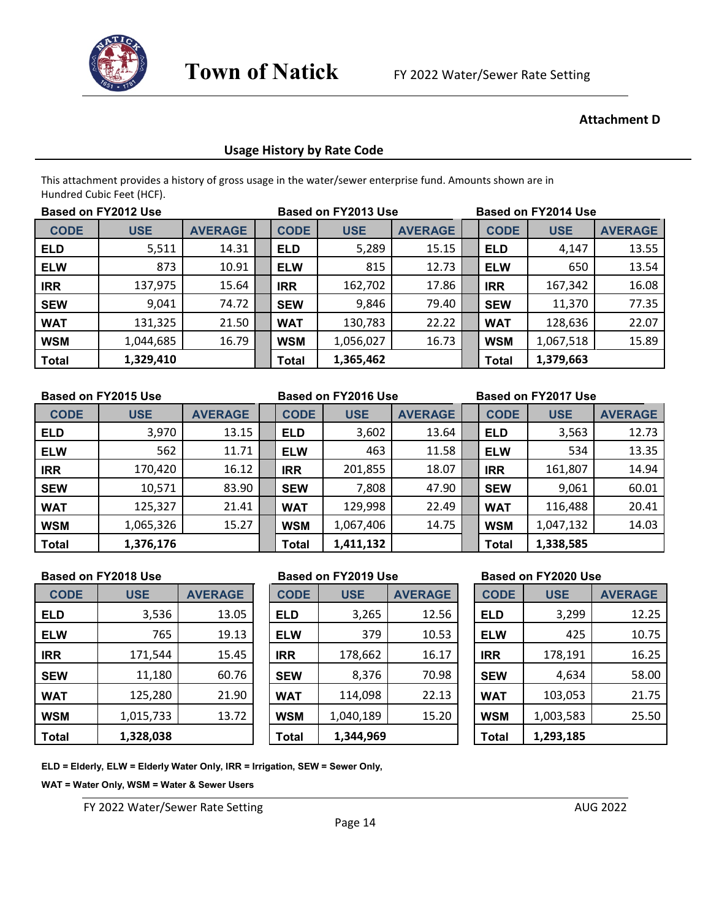**Attachment D**

## Usage History by Rate Code

This attachment provides a history of gross usage in the water/sewer enterprise fund. Amounts shown are in Hundred Cubic Feet (HCF).

**Based on FY2012 Use**

| CODE | USE | AVERAGE |
|---|---|---|
| ELD | 5,511 | 14.31 |
| ELW | 873 | 10.91 |
| IRR | 137,975 | 15.64 |
| SEW | 9,041 | 74.72 |
| WAT | 131,325 | 21.50 |
| WSM | 1,044,685 | 16.79 |
| Total | 1,329,410 | |

**Based on FY2013 Use**

| CODE | USE | AVERAGE |
|---|---|---|
| ELD | 5,289 | 15.15 |
| ELW | 815 | 12.73 |
| IRR | 162,702 | 17.86 |
| SEW | 9,846 | 79.40 |
| WAT | 130,783 | 22.22 |
| WSM | 1,056,027 | 16.73 |
| Total | 1,365,462 | |

**Based on FY2014 Use**

| CODE | USE | AVERAGE |
|---|---|---|
| ELD | 4,147 | 13.55 |
| ELW | 650 | 13.54 |
| IRR | 167,342 | 16.08 |
| SEW | 11,370 | 77.35 |
| WAT | 128,636 | 22.07 |
| WSM | 1,067,518 | 15.89 |
| Total | 1,379,663 | |

**Based on FY2015 Use**

| CODE | USE | AVERAGE |
|---|---|---|
| ELD | 3,970 | 13.15 |
| ELW | 562 | 11.71 |
| IRR | 170,420 | 16.12 |
| SEW | 10,571 | 83.90 |
| WAT | 125,327 | 21.41 |
| WSM | 1,065,326 | 15.27 |
| Total | 1,376,176 | |

**Based on FY2016 Use**

| CODE | USE | AVERAGE |
|---|---|---|
| ELD | 3,602 | 13.64 |
| ELW | 463 | 11.58 |
| IRR | 201,855 | 18.07 |
| SEW | 7,808 | 47.90 |
| WAT | 129,998 | 22.49 |
| WSM | 1,067,406 | 14.75 |
| Total | 1,411,132 | |

**Based on FY2017 Use**

| CODE | USE | AVERAGE |
|---|---|---|
| ELD | 3,563 | 12.73 |
| ELW | 534 | 13.35 |
| IRR | 161,807 | 14.94 |
| SEW | 9,061 | 60.01 |
| WAT | 116,488 | 20.41 |
| WSM | 1,047,132 | 14.03 |
| Total | 1,338,585 | |

**Based on FY2018 Use**

| CODE | USE | AVERAGE |
|---|---|---|
| ELD | 3,536 | 13.05 |
| ELW | 765 | 19.13 |
| IRR | 171,544 | 15.45 |
| SEW | 11,180 | 60.76 |
| WAT | 125,280 | 21.90 |
| WSM | 1,015,733 | 13.72 |
| Total | 1,328,038 | |

**Based on FY2019 Use**

| CODE | USE | AVERAGE |
|---|---|---|
| ELD | 3,265 | 12.56 |
| ELW | 379 | 10.53 |
| IRR | 178,662 | 16.17 |
| SEW | 8,376 | 70.98 |
| WAT | 114,098 | 22.13 |
| WSM | 1,040,189 | 15.20 |
| Total | 1,344,969 | |

**Based on FY2020 Use**

| CODE | USE | AVERAGE |
|---|---|---|
| ELD | 3,299 | 12.25 |
| ELW | 425 | 10.75 |
| IRR | 178,191 | 16.25 |
| SEW | 4,634 | 58.00 |
| WAT | 103,053 | 21.75 |
| WSM | 1,003,583 | 25.50 |
| Total | 1,293,185 | |

**ELD = Elderly, ELW = Elderly Water Only, IRR = Irrigation, SEW = Sewer Only,**

**WAT = Water Only, WSM = Water & Sewer Users**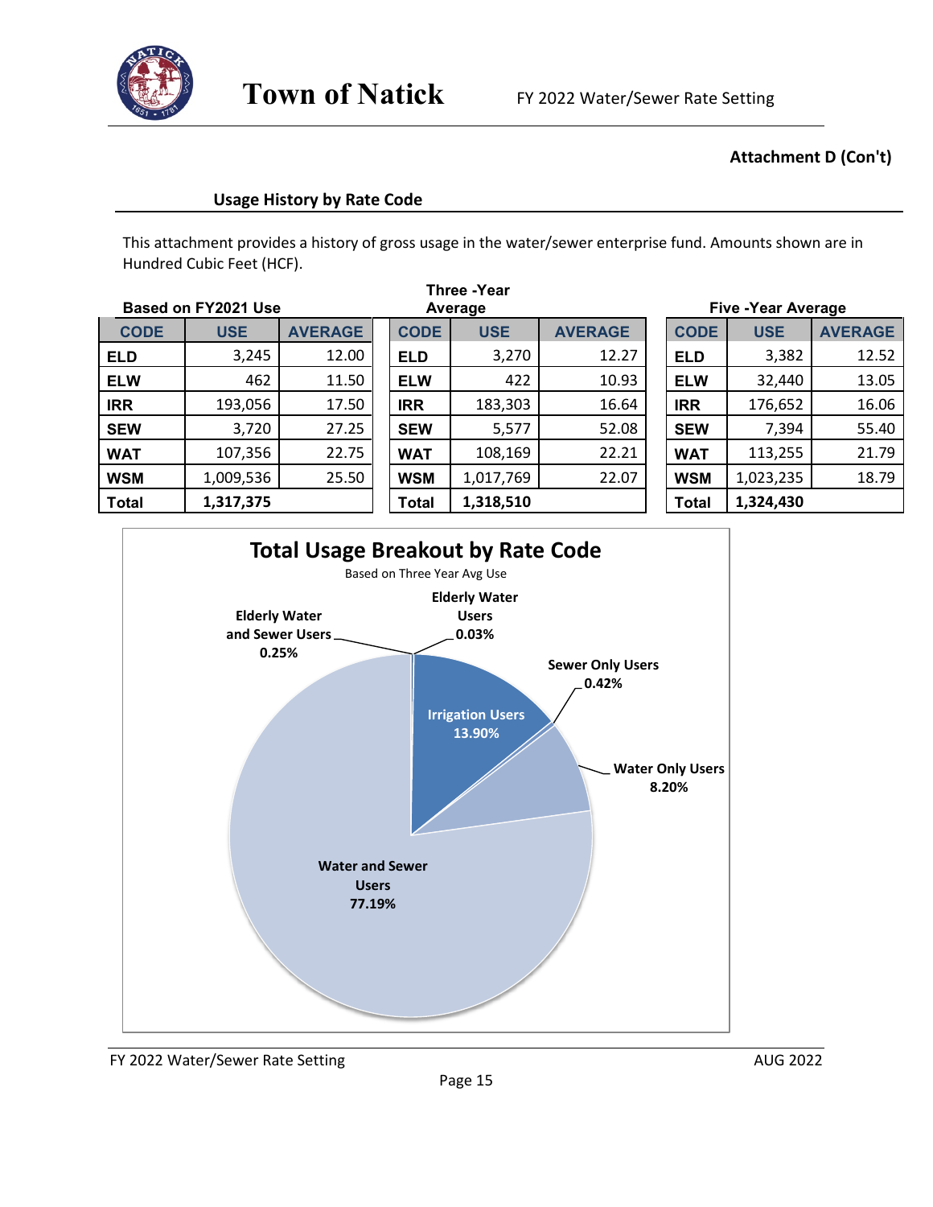Attachment D (Con't)

## Usage History by Rate Code

This attachment provides a history of gross usage in the water/sewer enterprise fund. Amounts shown are in Hundred Cubic Feet (HCF).

**Based on FY2021 Use**

| CODE | USE | AVERAGE |
|---|---|---|
| ELD | 3,245 | 12.00 |
| ELW | 462 | 11.50 |
| IRR | 193,056 | 17.50 |
| SEW | 3,720 | 27.25 |
| WAT | 107,356 | 22.75 |
| WSM | 1,009,536 | 25.50 |
| Total | 1,317,375 | |

**Three -Year Average**

| CODE | USE | AVERAGE |
|---|---|---|
| ELD | 3,270 | 12.27 |
| ELW | 422 | 10.93 |
| IRR | 183,303 | 16.64 |
| SEW | 5,577 | 52.08 |
| WAT | 108,169 | 22.21 |
| WSM | 1,017,769 | 22.07 |
| Total | 1,318,510 | |

**Five -Year Average**

| CODE | USE | AVERAGE |
|---|---|---|
| ELD | 3,382 | 12.52 |
| ELW | 32,440 | 13.05 |
| IRR | 176,652 | 16.06 |
| SEW | 7,394 | 55.40 |
| WAT | 113,255 | 21.79 |
| WSM | 1,023,235 | 18.79 |
| Total | 1,324,430 | |

Total Usage Breakout by Rate Code

Based on Three Year Avg Use

Elderly Water and Sewer Users 0.25%

Elderly Water Users 0.03%

Sewer Only Users 0.42%

Irrigation Users 13.90%

Water Only Users 8.20%

Water and Sewer Users 77.19%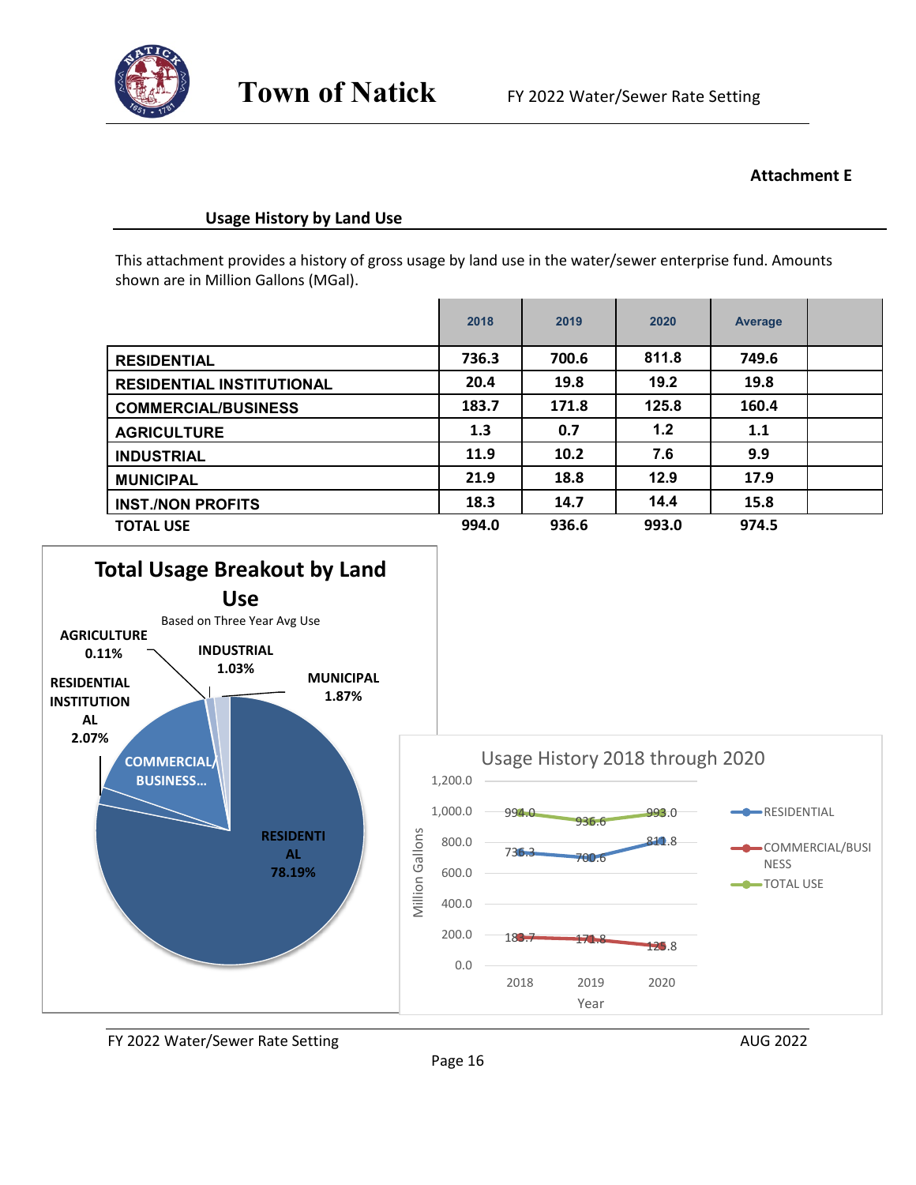**Attachment E**

## Usage History by Land Use

This attachment provides a history of gross usage by land use in the water/sewer enterprise fund. Amounts shown are in Million Gallons (MGal).

| | 2018 | 2019 | 2020 | Average | |
|---|---|---|---|---|---|
| RESIDENTIAL | 736.3 | 700.6 | 811.8 | 749.6 | |
| RESIDENTIAL INSTITUTIONAL | 20.4 | 19.8 | 19.2 | 19.8 | |
| COMMERCIAL/BUSINESS | 183.7 | 171.8 | 125.8 | 160.4 | |
| AGRICULTURE | 1.3 | 0.7 | 1.2 | 1.1 | |
| INDUSTRIAL | 11.9 | 10.2 | 7.6 | 9.9 | |
| MUNICIPAL | 21.9 | 18.8 | 12.9 | 17.9 | |
| INST./NON PROFITS | 18.3 | 14.7 | 14.4 | 15.8 | |
| TOTAL USE | 994.0 | 936.6 | 993.0 | 974.5 | |

Total Usage Breakout by Land Use

Based on Three Year Avg Use

AGRICULTURE 0.11%

INDUSTRIAL 1.03%

MUNICIPAL 1.87%

RESIDENTIAL INSTITUTIONAL 2.07%

COMMERCIAL/BUSINESS...

RESIDENTIAL 78.19%

Usage History 2018 through 2020

Million Gallons

1,200.0
1,000.0
800.0
600.0
400.0
200.0
0.0

994.0 936.6 993.0

736.3 700.6 811.8

183.7 171.8 125.8

2018 2019 2020

Year

RESIDENTIAL

COMMERCIAL/BUSINESS

TOTAL USE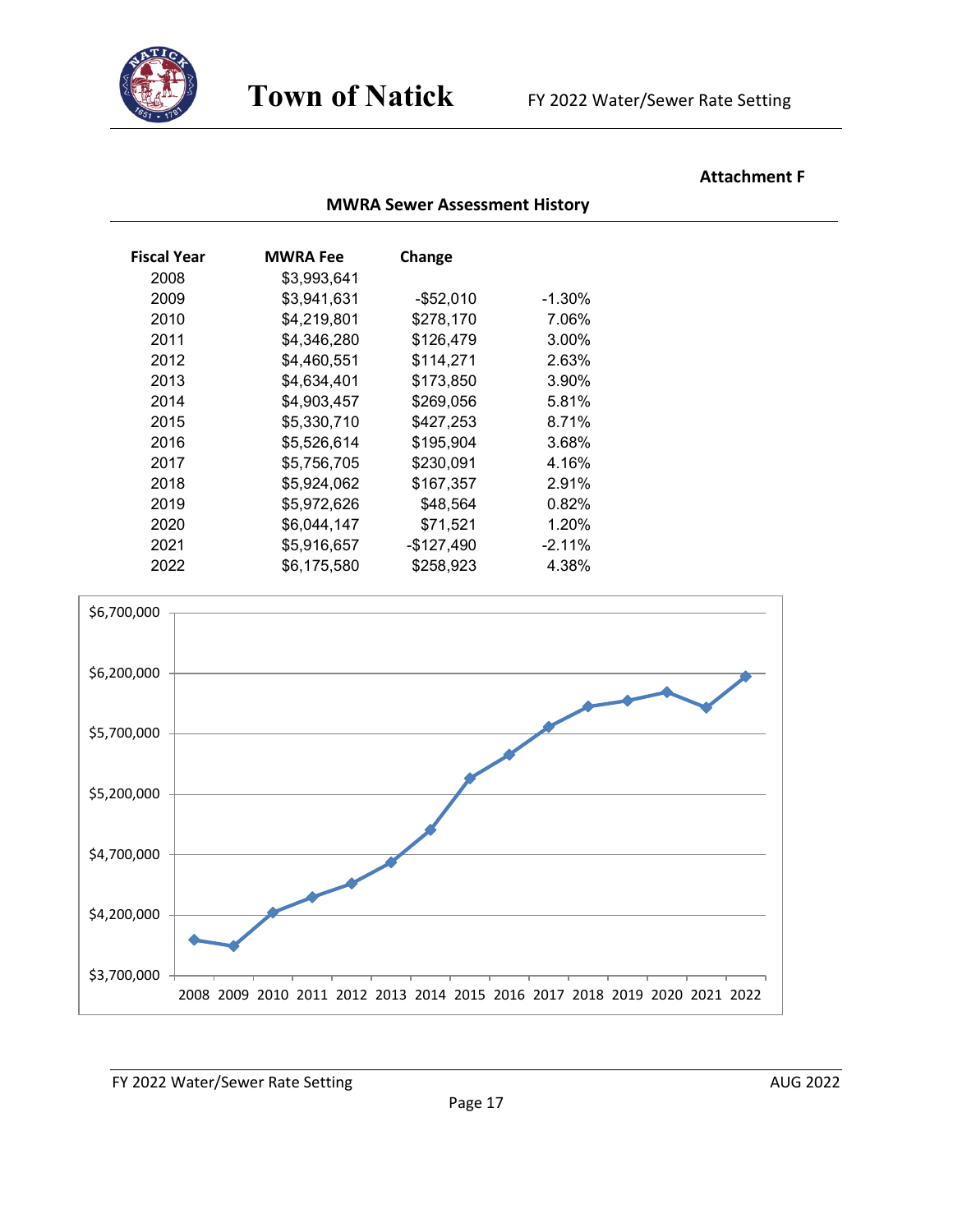**Attachment F**

## MWRA Sewer Assessment History

| Fiscal Year | MWRA Fee | Change | |
|---|---|---|---|
| 2008 | $3,993,641 | | |
| 2009 | $3,941,631 | -$52,010 | -1.30% |
| 2010 | $4,219,801 | $278,170 | 7.06% |
| 2011 | $4,346,280 | $126,479 | 3.00% |
| 2012 | $4,460,551 | $114,271 | 2.63% |
| 2013 | $4,634,401 | $173,850 | 3.90% |
| 2014 | $4,903,457 | $269,056 | 5.81% |
| 2015 | $5,330,710 | $427,253 | 8.71% |
| 2016 | $5,526,614 | $195,904 | 3.68% |
| 2017 | $5,756,705 | $230,091 | 4.16% |
| 2018 | $5,924,062 | $167,357 | 2.91% |
| 2019 | $5,972,626 | $48,564 | 0.82% |
| 2020 | $6,044,147 | $71,521 | 1.20% |
| 2021 | $5,916,657 | -$127,490 | -2.11% |
| 2022 | $6,175,580 | $258,923 | 4.38% |

$6,700,000
$6,200,000
$5,700,000
$5,200,000
$4,700,000
$4,200,000
$3,700,000

2008 2009 2010 2011 2012 2013 2014 2015 2016 2017 2018 2019 2020 2021 2022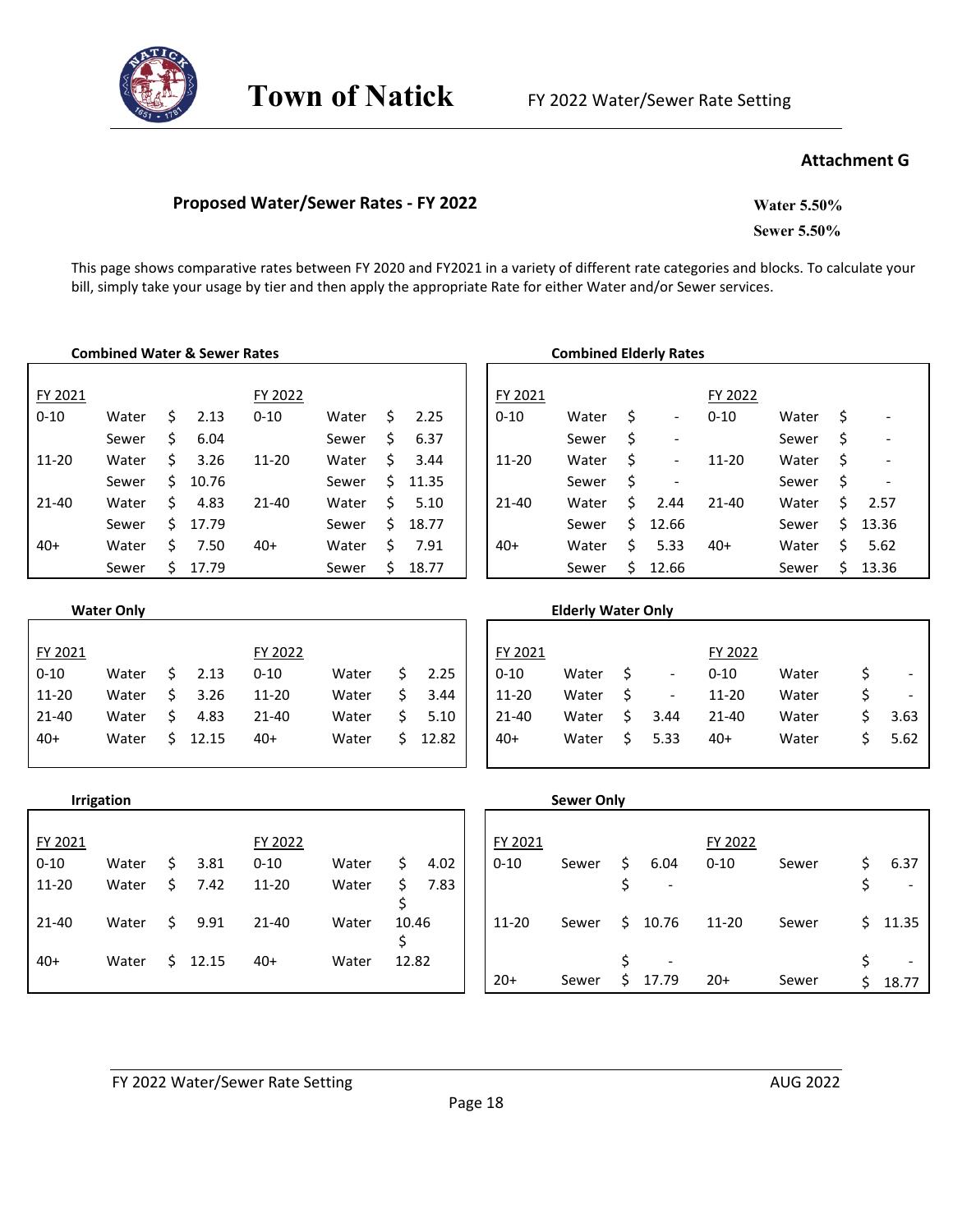**Attachment G**

## Proposed Water/Sewer Rates - FY 2022

**Water 5.50%**

**Sewer 5.50%**

This page shows comparative rates between FY 2020 and FY2021 in a variety of different rate categories and blocks. To calculate your bill, simply take your usage by tier and then apply the appropriate Rate for either Water and/or Sewer services.

### Combined Water & Sewer Rates

| FY 2021 | | | FY 2022 | | |
|---|---|---|---|---|---|
| 0-10 | Water | $ 2.13 | 0-10 | Water | $ 2.25 |
| | Sewer | $ 6.04 | | Sewer | $ 6.37 |
| 11-20 | Water | $ 3.26 | 11-20 | Water | $ 3.44 |
| | Sewer | $ 10.76 | | Sewer | $ 11.35 |
| 21-40 | Water | $ 4.83 | 21-40 | Water | $ 5.10 |
| | Sewer | $ 17.79 | | Sewer | $ 18.77 |
| 40+ | Water | $ 7.50 | 40+ | Water | $ 7.91 |
| | Sewer | $ 17.79 | | Sewer | $ 18.77 |

### Combined Elderly Rates

| FY 2021 | | | FY 2022 | | |
|---|---|---|---|---|---|
| 0-10 | Water | $ - | 0-10 | Water | $ - |
| | Sewer | $ - | | Sewer | $ - |
| 11-20 | Water | $ - | 11-20 | Water | $ - |
| | Sewer | $ - | | Sewer | $ - |
| 21-40 | Water | $ 2.44 | 21-40 | Water | $ 2.57 |
| | Sewer | $ 12.66 | | Sewer | $ 13.36 |
| 40+ | Water | $ 5.33 | 40+ | Water | $ 5.62 |
| | Sewer | $ 12.66 | | Sewer | $ 13.36 |

### Water Only

| FY 2021 | | | FY 2022 | | |
|---|---|---|---|---|---|
| 0-10 | Water | $ 2.13 | 0-10 | Water | $ 2.25 |
| 11-20 | Water | $ 3.26 | 11-20 | Water | $ 3.44 |
| 21-40 | Water | $ 4.83 | 21-40 | Water | $ 5.10 |
| 40+ | Water | $ 12.15 | 40+ | Water | $ 12.82 |

### Elderly Water Only

| FY 2021 | | | FY 2022 | | |
|---|---|---|---|---|---|
| 0-10 | Water | $ - | 0-10 | Water | $ - |
| 11-20 | Water | $ - | 11-20 | Water | $ - |
| 21-40 | Water | $ 3.44 | 21-40 | Water | $ 3.63 |
| 40+ | Water | $ 5.33 | 40+ | Water | $ 5.62 |

### Irrigation

| FY 2021 | | | FY 2022 | | |
|---|---|---|---|---|---|
| 0-10 | Water | $ 3.81 | 0-10 | Water | $ 4.02 |
| 11-20 | Water | $ 7.42 | 11-20 | Water | $ 7.83 |
| 21-40 | Water | $ 9.91 | 21-40 | Water | $ 10.46 |
| 40+ | Water | $ 12.15 | 40+ | Water | $ 12.82 |

### Sewer Only

| FY 2021 | | | FY 2022 | | |
|---|---|---|---|---|---|
| 0-10 | Sewer | $ 6.04 | 0-10 | Sewer | $ 6.37 |
| | | $ - | | | $ - |
| 11-20 | Sewer | $ 10.76 | 11-20 | Sewer | $ 11.35 |
| | | $ - | | | $ - |
| 20+ | Sewer | $ 17.79 | 20+ | Sewer | $ 18.77 |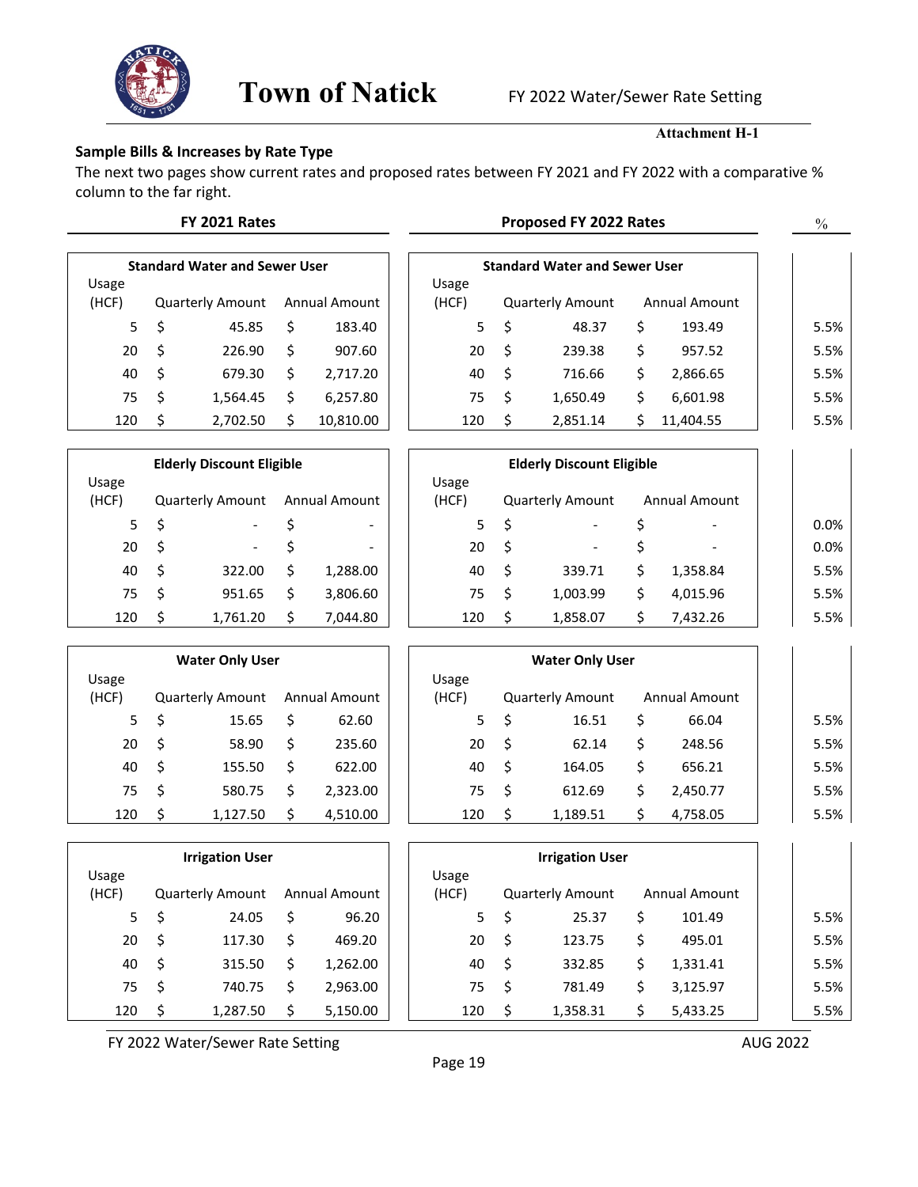**Attachment H-1**

**Sample Bills & Increases by Rate Type**

The next two pages show current rates and proposed rates between FY 2021 and FY 2022 with a comparative % column to the far right.

| FY 2021 Rates | | | Proposed FY 2022 Rates | | | % |
|---|---|---|---|---|---|---|
| **Standard Water and Sewer User** | | | **Standard Water and Sewer User** | | | |
| Usage (HCF) | Quarterly Amount | Annual Amount | Usage (HCF) | Quarterly Amount | Annual Amount | |
| 5 | $ 45.85 | $ 183.40 | 5 | $ 48.37 | $ 193.49 | 5.5% |
| 20 | $ 226.90 | $ 907.60 | 20 | $ 239.38 | $ 957.52 | 5.5% |
| 40 | $ 679.30 | $ 2,717.20 | 40 | $ 716.66 | $ 2,866.65 | 5.5% |
| 75 | $ 1,564.45 | $ 6,257.80 | 75 | $ 1,650.49 | $ 6,601.98 | 5.5% |
| 120 | $ 2,702.50 | $ 10,810.00 | 120 | $ 2,851.14 | $ 11,404.55 | 5.5% |
| **Elderly Discount Eligible** | | | **Elderly Discount Eligible** | | | |
| Usage (HCF) | Quarterly Amount | Annual Amount | Usage (HCF) | Quarterly Amount | Annual Amount | |
| 5 | $ - | $ - | 5 | $ - | $ - | 0.0% |
| 20 | $ - | $ - | 20 | $ - | $ - | 0.0% |
| 40 | $ 322.00 | $ 1,288.00 | 40 | $ 339.71 | $ 1,358.84 | 5.5% |
| 75 | $ 951.65 | $ 3,806.60 | 75 | $ 1,003.99 | $ 4,015.96 | 5.5% |
| 120 | $ 1,761.20 | $ 7,044.80 | 120 | $ 1,858.07 | $ 7,432.26 | 5.5% |
| **Water Only User** | | | **Water Only User** | | | |
| Usage (HCF) | Quarterly Amount | Annual Amount | Usage (HCF) | Quarterly Amount | Annual Amount | |
| 5 | $ 15.65 | $ 62.60 | 5 | $ 16.51 | $ 66.04 | 5.5% |
| 20 | $ 58.90 | $ 235.60 | 20 | $ 62.14 | $ 248.56 | 5.5% |
| 40 | $ 155.50 | $ 622.00 | 40 | $ 164.05 | $ 656.21 | 5.5% |
| 75 | $ 580.75 | $ 2,323.00 | 75 | $ 612.69 | $ 2,450.77 | 5.5% |
| 120 | $ 1,127.50 | $ 4,510.00 | 120 | $ 1,189.51 | $ 4,758.05 | 5.5% |
| **Irrigation User** | | | **Irrigation User** | | | |
| Usage (HCF) | Quarterly Amount | Annual Amount | Usage (HCF) | Quarterly Amount | Annual Amount | |
| 5 | $ 24.05 | $ 96.20 | 5 | $ 25.37 | $ 101.49 | 5.5% |
| 20 | $ 117.30 | $ 469.20 | 20 | $ 123.75 | $ 495.01 | 5.5% |
| 40 | $ 315.50 | $ 1,262.00 | 40 | $ 332.85 | $ 1,331.41 | 5.5% |
| 75 | $ 740.75 | $ 2,963.00 | 75 | $ 781.49 | $ 3,125.97 | 5.5% |
| 120 | $ 1,287.50 | $ 5,150.00 | 120 | $ 1,358.31 | $ 5,433.25 | 5.5% |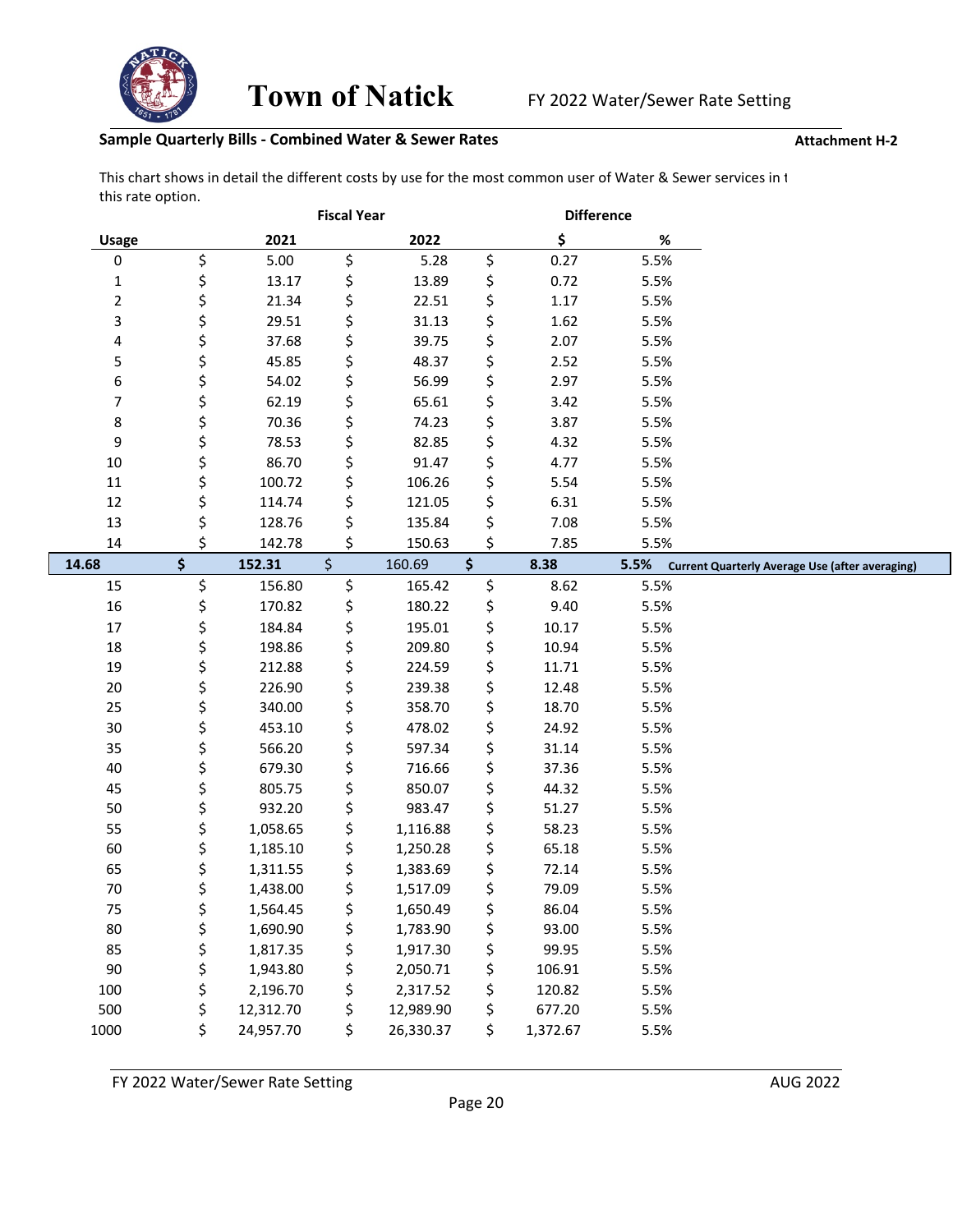## Town of Natick

FY 2022 Water/Sewer Rate Setting

**Sample Quarterly Bills - Combined Water & Sewer Rates**

**Attachment H-2**

This chart shows in detail the different costs by use for the most common user of Water & Sewer services in t this rate option.

| | Fiscal Year | | Difference | | |
|---|---|---|---|---|---|
| **Usage** | **2021** | **2022** | **$** | **%** | |
| 0 | $ 5.00 | $ 5.28 | $ 0.27 | 5.5% | |
| 1 | $ 13.17 | $ 13.89 | $ 0.72 | 5.5% | |
| 2 | $ 21.34 | $ 22.51 | $ 1.17 | 5.5% | |
| 3 | $ 29.51 | $ 31.13 | $ 1.62 | 5.5% | |
| 4 | $ 37.68 | $ 39.75 | $ 2.07 | 5.5% | |
| 5 | $ 45.85 | $ 48.37 | $ 2.52 | 5.5% | |
| 6 | $ 54.02 | $ 56.99 | $ 2.97 | 5.5% | |
| 7 | $ 62.19 | $ 65.61 | $ 3.42 | 5.5% | |
| 8 | $ 70.36 | $ 74.23 | $ 3.87 | 5.5% | |
| 9 | $ 78.53 | $ 82.85 | $ 4.32 | 5.5% | |
| 10 | $ 86.70 | $ 91.47 | $ 4.77 | 5.5% | |
| 11 | $ 100.72 | $ 106.26 | $ 5.54 | 5.5% | |
| 12 | $ 114.74 | $ 121.05 | $ 6.31 | 5.5% | |
| 13 | $ 128.76 | $ 135.84 | $ 7.08 | 5.5% | |
| 14 | $ 142.78 | $ 150.63 | $ 7.85 | 5.5% | |
| **14.68** | **$ 152.31** | $ 160.69 | **$ 8.38** | **5.5%** | **Current Quarterly Average Use (after averaging)** |
| 15 | $ 156.80 | $ 165.42 | $ 8.62 | 5.5% | |
| 16 | $ 170.82 | $ 180.22 | $ 9.40 | 5.5% | |
| 17 | $ 184.84 | $ 195.01 | $ 10.17 | 5.5% | |
| 18 | $ 198.86 | $ 209.80 | $ 10.94 | 5.5% | |
| 19 | $ 212.88 | $ 224.59 | $ 11.71 | 5.5% | |
| 20 | $ 226.90 | $ 239.38 | $ 12.48 | 5.5% | |
| 25 | $ 340.00 | $ 358.70 | $ 18.70 | 5.5% | |
| 30 | $ 453.10 | $ 478.02 | $ 24.92 | 5.5% | |
| 35 | $ 566.20 | $ 597.34 | $ 31.14 | 5.5% | |
| 40 | $ 679.30 | $ 716.66 | $ 37.36 | 5.5% | |
| 45 | $ 805.75 | $ 850.07 | $ 44.32 | 5.5% | |
| 50 | $ 932.20 | $ 983.47 | $ 51.27 | 5.5% | |
| 55 | $ 1,058.65 | $ 1,116.88 | $ 58.23 | 5.5% | |
| 60 | $ 1,185.10 | $ 1,250.28 | $ 65.18 | 5.5% | |
| 65 | $ 1,311.55 | $ 1,383.69 | $ 72.14 | 5.5% | |
| 70 | $ 1,438.00 | $ 1,517.09 | $ 79.09 | 5.5% | |
| 75 | $ 1,564.45 | $ 1,650.49 | $ 86.04 | 5.5% | |
| 80 | $ 1,690.90 | $ 1,783.90 | $ 93.00 | 5.5% | |
| 85 | $ 1,817.35 | $ 1,917.30 | $ 99.95 | 5.5% | |
| 90 | $ 1,943.80 | $ 2,050.71 | $ 106.91 | 5.5% | |
| 100 | $ 2,196.70 | $ 2,317.52 | $ 120.82 | 5.5% | |
| 500 | $ 12,312.70 | $ 12,989.90 | $ 677.20 | 5.5% | |
| 1000 | $ 24,957.70 | $ 26,330.37 | $ 1,372.67 | 5.5% | |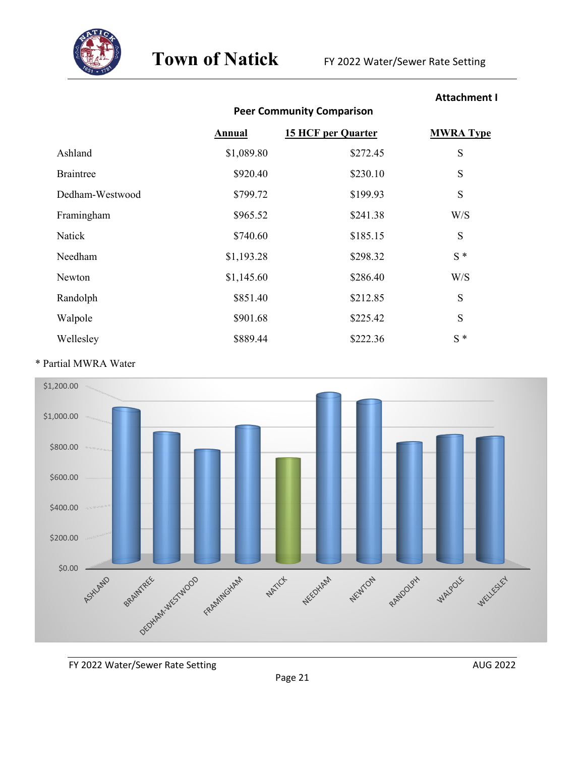**Attachment I**

**Peer Community Comparison**

| | Annual | 15 HCF per Quarter | MWRA Type |
|---|---|---|---|
| Ashland | $1,089.80 | $272.45 | S |
| Braintree | $920.40 | $230.10 | S |
| Dedham-Westwood | $799.72 | $199.93 | S |
| Framingham | $965.52 | $241.38 | W/S |
| Natick | $740.60 | $185.15 | S |
| Needham | $1,193.28 | $298.32 | S * |
| Newton | $1,145.60 | $286.40 | W/S |
| Randolph | $851.40 | $212.85 | S |
| Walpole | $901.68 | $225.42 | S |
| Wellesley | $889.44 | $222.36 | S * |

* Partial MWRA Water

$1,200.00
$1,000.00
$800.00
$600.00
$400.00
$200.00
$0.00

ASHLAND
BRAINTREE
DEDHAM-WESTWOOD
FRAMINGHAM
NATICK
NEEDHAM
NEWTON
RANDOLPH
WALPOLE
WELLESLEY